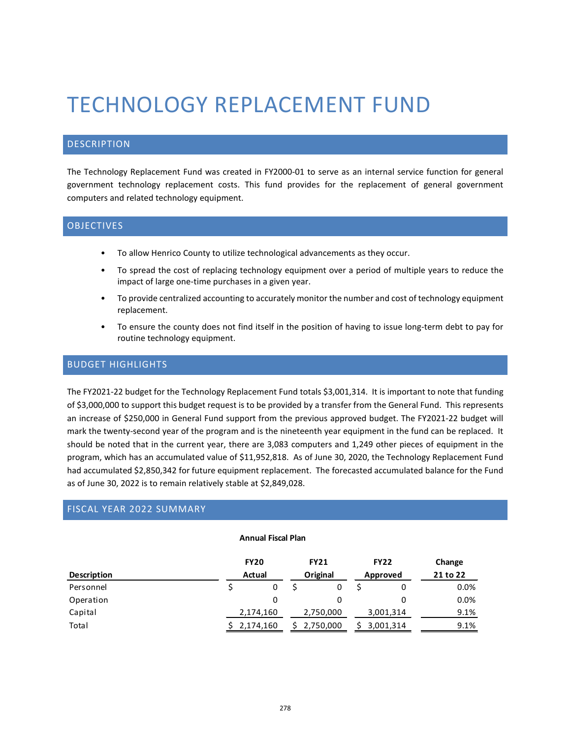# TECHNOLOGY REPLACEMENT FUND

## DESCRIPTION

The Technology Replacement Fund was created in FY2000-01 to serve as an internal service function for general government technology replacement costs. This fund provides for the replacement of general government computers and related technology equipment.

## OBJECTIVES

- To allow Henrico County to utilize technological advancements as they occur.
- To spread the cost of replacing technology equipment over a period of multiple years to reduce the impact of large one-time purchases in a given year.
- To provide centralized accounting to accurately monitor the number and cost of technology equipment replacement.
- To ensure the county does not find itself in the position of having to issue long-term debt to pay for routine technology equipment.

## BUDGET HIGHLIGHTS

The FY2021-22 budget for the Technology Replacement Fund totals $3,001,314. It is important to note that funding of $3,000,000 to support this budget request is to be provided by a transfer from the General Fund. This represents an increase of $250,000 in General Fund support from the previous approved budget. The FY2021-22 budget will mark the twenty-second year of the program and is the nineteenth year equipment in the fund can be replaced. It should be noted that in the current year, there are 3,083 computers and 1,249 other pieces of equipment in the program, which has an accumulated value of $11,952,818. As of June 30, 2020, the Technology Replacement Fund had accumulated $2,850,342 for future equipment replacement. The forecasted accumulated balance for the Fund as of June 30, 2022 is to remain relatively stable at $2,849,028.

## FISCAL YEAR 2022 SUMMARY

**Annual Fiscal Plan**

| Description | FY20 Actual | FY21 Original | FY22 Approved | Change 21 to 22 |
|---|---|---|---|---|
| Personnel | $ 0 | $ 0 | $ 0 | 0.0% |
| Operation | 0 | 0 | 0 | 0.0% |
| Capital | 2,174,160 | 2,750,000 | 3,001,314 | 9.1% |
| Total | $ 2,174,160 | $ 2,750,000 | $ 3,001,314 | 9.1% |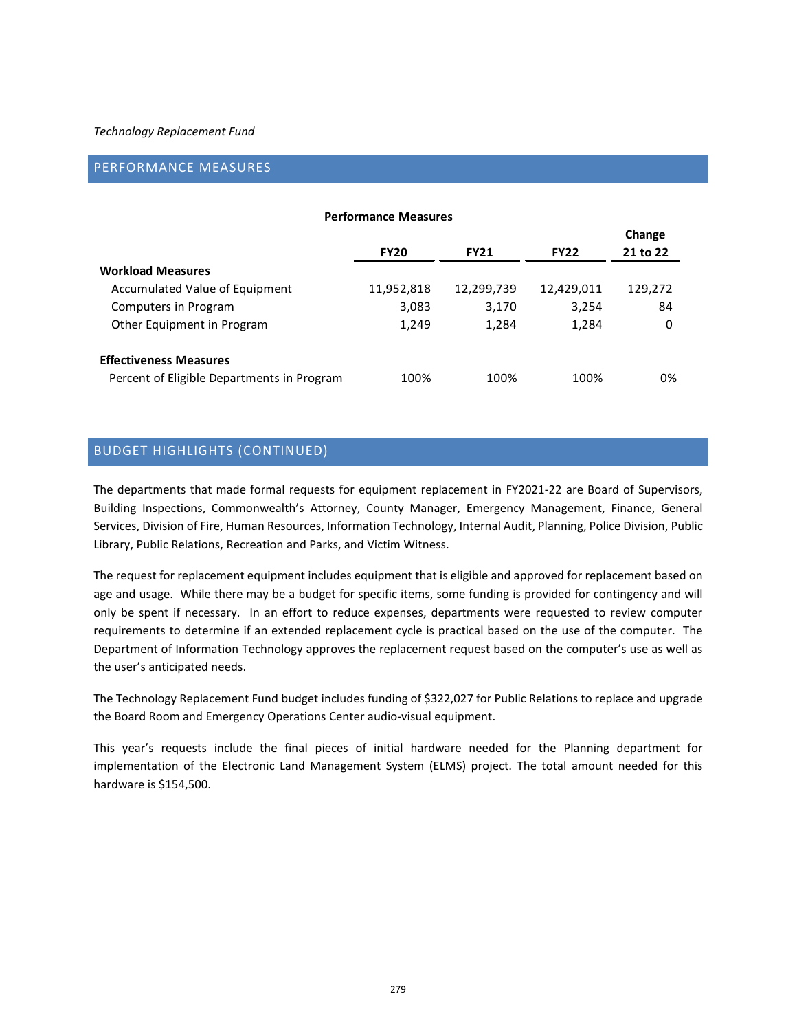*Technology Replacement Fund*

## PERFORMANCE MEASURES

**Performance Measures**

| | FY20 | FY21 | FY22 | Change 21 to 22 |
|---|---|---|---|---|
| **Workload Measures** | | | | |
| Accumulated Value of Equipment | 11,952,818 | 12,299,739 | 12,429,011 | 129,272 |
| Computers in Program | 3,083 | 3,170 | 3,254 | 84 |
| Other Equipment in Program | 1,249 | 1,284 | 1,284 | 0 |
| **Effectiveness Measures** | | | | |
| Percent of Eligible Departments in Program | 100% | 100% | 100% | 0% |

## BUDGET HIGHLIGHTS (CONTINUED)

The departments that made formal requests for equipment replacement in FY2021-22 are Board of Supervisors, Building Inspections, Commonwealth's Attorney, County Manager, Emergency Management, Finance, General Services, Division of Fire, Human Resources, Information Technology, Internal Audit, Planning, Police Division, Public Library, Public Relations, Recreation and Parks, and Victim Witness.

The request for replacement equipment includes equipment that is eligible and approved for replacement based on age and usage. While there may be a budget for specific items, some funding is provided for contingency and will only be spent if necessary. In an effort to reduce expenses, departments were requested to review computer requirements to determine if an extended replacement cycle is practical based on the use of the computer. The Department of Information Technology approves the replacement request based on the computer's use as well as the user's anticipated needs.

The Technology Replacement Fund budget includes funding of $322,027 for Public Relations to replace and upgrade the Board Room and Emergency Operations Center audio-visual equipment.

This year's requests include the final pieces of initial hardware needed for the Planning department for implementation of the Electronic Land Management System (ELMS) project. The total amount needed for this hardware is $154,500.